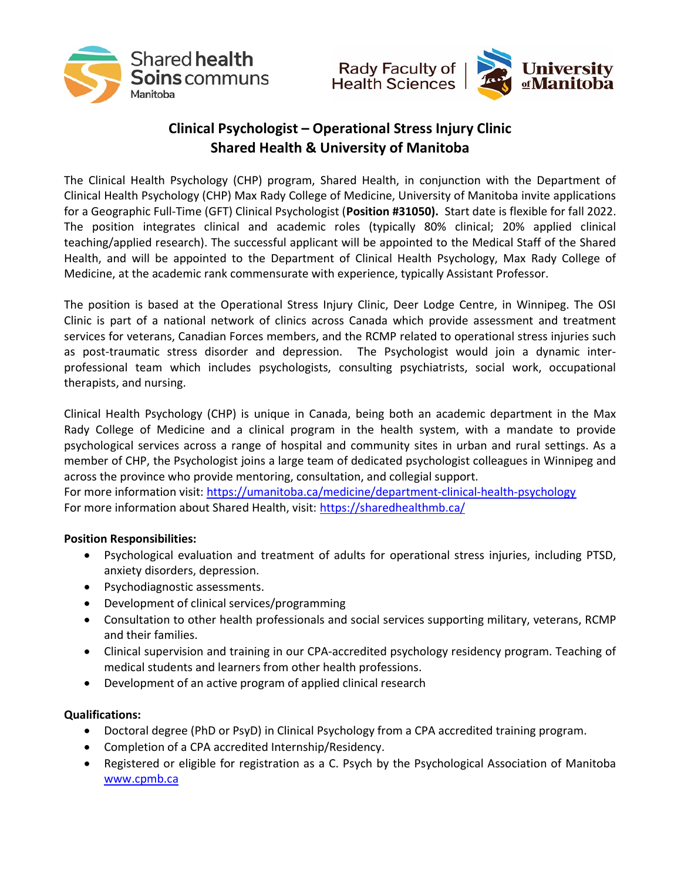# Clinical Psychologist – Operational Stress Injury Clinic
## Shared Health & University of Manitoba

The Clinical Health Psychology (CHP) program, Shared Health, in conjunction with the Department of Clinical Health Psychology (CHP) Max Rady College of Medicine, University of Manitoba invite applications for a Geographic Full-Time (GFT) Clinical Psychologist (**Position #31050).** Start date is flexible for fall 2022. The position integrates clinical and academic roles (typically 80% clinical; 20% applied clinical teaching/applied research). The successful applicant will be appointed to the Medical Staff of the Shared Health, and will be appointed to the Department of Clinical Health Psychology, Max Rady College of Medicine, at the academic rank commensurate with experience, typically Assistant Professor.

The position is based at the Operational Stress Injury Clinic, Deer Lodge Centre, in Winnipeg. The OSI Clinic is part of a national network of clinics across Canada which provide assessment and treatment services for veterans, Canadian Forces members, and the RCMP related to operational stress injuries such as post-traumatic stress disorder and depression. The Psychologist would join a dynamic inter-professional team which includes psychologists, consulting psychiatrists, social work, occupational therapists, and nursing.

Clinical Health Psychology (CHP) is unique in Canada, being both an academic department in the Max Rady College of Medicine and a clinical program in the health system, with a mandate to provide psychological services across a range of hospital and community sites in urban and rural settings. As a member of CHP, the Psychologist joins a large team of dedicated psychologist colleagues in Winnipeg and across the province who provide mentoring, consultation, and collegial support.
For more information visit: https://umanitoba.ca/medicine/department-clinical-health-psychology
For more information about Shared Health, visit: https://sharedhealthmb.ca/

**Position Responsibilities:**

- Psychological evaluation and treatment of adults for operational stress injuries, including PTSD, anxiety disorders, depression.
- Psychodiagnostic assessments.
- Development of clinical services/programming
- Consultation to other health professionals and social services supporting military, veterans, RCMP and their families.
- Clinical supervision and training in our CPA-accredited psychology residency program. Teaching of medical students and learners from other health professions.
- Development of an active program of applied clinical research

**Qualifications:**

- Doctoral degree (PhD or PsyD) in Clinical Psychology from a CPA accredited training program.
- Completion of a CPA accredited Internship/Residency.
- Registered or eligible for registration as a C. Psych by the Psychological Association of Manitoba www.cpmb.ca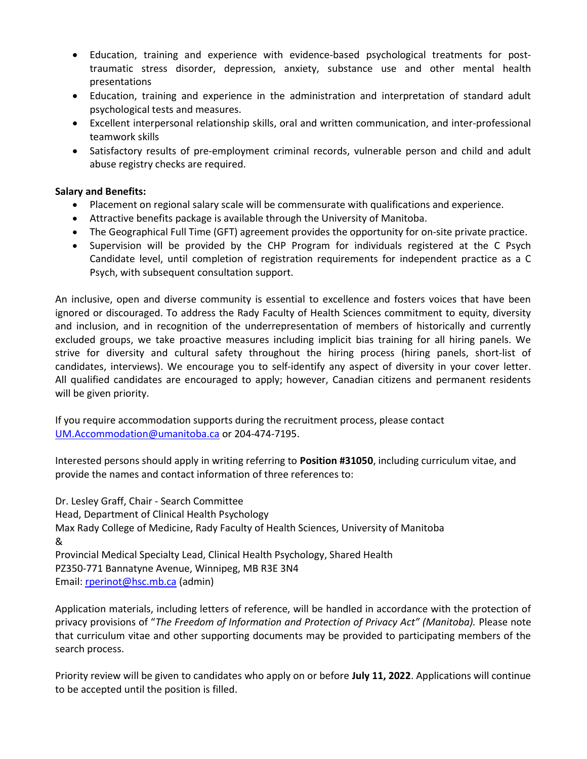- Education, training and experience with evidence-based psychological treatments for post-traumatic stress disorder, depression, anxiety, substance use and other mental health presentations
- Education, training and experience in the administration and interpretation of standard adult psychological tests and measures.
- Excellent interpersonal relationship skills, oral and written communication, and inter-professional teamwork skills
- Satisfactory results of pre-employment criminal records, vulnerable person and child and adult abuse registry checks are required.

**Salary and Benefits:**

- Placement on regional salary scale will be commensurate with qualifications and experience.
- Attractive benefits package is available through the University of Manitoba.
- The Geographical Full Time (GFT) agreement provides the opportunity for on-site private practice.
- Supervision will be provided by the CHP Program for individuals registered at the C Psych Candidate level, until completion of registration requirements for independent practice as a C Psych, with subsequent consultation support.

An inclusive, open and diverse community is essential to excellence and fosters voices that have been ignored or discouraged. To address the Rady Faculty of Health Sciences commitment to equity, diversity and inclusion, and in recognition of the underrepresentation of members of historically and currently excluded groups, we take proactive measures including implicit bias training for all hiring panels. We strive for diversity and cultural safety throughout the hiring process (hiring panels, short-list of candidates, interviews). We encourage you to self-identify any aspect of diversity in your cover letter. All qualified candidates are encouraged to apply; however, Canadian citizens and permanent residents will be given priority.

If you require accommodation supports during the recruitment process, please contact UM.Accommodation@umanitoba.ca or 204-474-7195.

Interested persons should apply in writing referring to **Position #31050**, including curriculum vitae, and provide the names and contact information of three references to:

Dr. Lesley Graff, Chair - Search Committee
Head, Department of Clinical Health Psychology
Max Rady College of Medicine, Rady Faculty of Health Sciences, University of Manitoba
&
Provincial Medical Specialty Lead, Clinical Health Psychology, Shared Health
PZ350-771 Bannatyne Avenue, Winnipeg, MB R3E 3N4
Email: rperinot@hsc.mb.ca (admin)

Application materials, including letters of reference, will be handled in accordance with the protection of privacy provisions of "*The Freedom of Information and Protection of Privacy Act" (Manitoba).* Please note that curriculum vitae and other supporting documents may be provided to participating members of the search process.

Priority review will be given to candidates who apply on or before **July 11, 2022**. Applications will continue to be accepted until the position is filled.